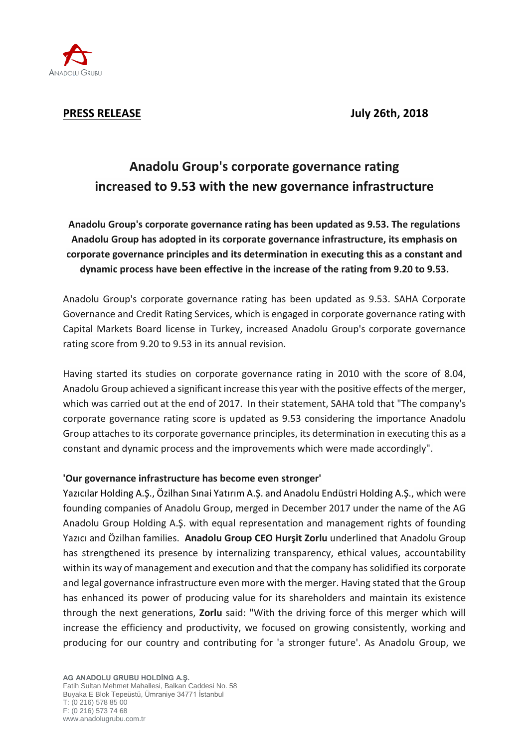**PRESS RELEASE** **July 26th, 2018**

# Anadolu Group's corporate governance rating increased to 9.53 with the new governance infrastructure

**Anadolu Group's corporate governance rating has been updated as 9.53. The regulations Anadolu Group has adopted in its corporate governance infrastructure, its emphasis on corporate governance principles and its determination in executing this as a constant and dynamic process have been effective in the increase of the rating from 9.20 to 9.53.**

Anadolu Group's corporate governance rating has been updated as 9.53. SAHA Corporate Governance and Credit Rating Services, which is engaged in corporate governance rating with Capital Markets Board license in Turkey, increased Anadolu Group's corporate governance rating score from 9.20 to 9.53 in its annual revision.

Having started its studies on corporate governance rating in 2010 with the score of 8.04, Anadolu Group achieved a significant increase this year with the positive effects of the merger, which was carried out at the end of 2017. In their statement, SAHA told that "The company's corporate governance rating score is updated as 9.53 considering the importance Anadolu Group attaches to its corporate governance principles, its determination in executing this as a constant and dynamic process and the improvements which were made accordingly".

**'Our governance infrastructure has become even stronger'**

Yazıcılar Holding A.Ş., Özilhan Sınai Yatırım A.Ş. and Anadolu Endüstri Holding A.Ş., which were founding companies of Anadolu Group, merged in December 2017 under the name of the AG Anadolu Group Holding A.Ş. with equal representation and management rights of founding Yazıcı and Özilhan families. **Anadolu Group CEO Hurşit Zorlu** underlined that Anadolu Group has strengthened its presence by internalizing transparency, ethical values, accountability within its way of management and execution and that the company has solidified its corporate and legal governance infrastructure even more with the merger. Having stated that the Group has enhanced its power of producing value for its shareholders and maintain its existence through the next generations, **Zorlu** said: "With the driving force of this merger which will increase the efficiency and productivity, we focused on growing consistently, working and producing for our country and contributing for 'a stronger future'. As Anadolu Group, we

AG ANADOLU GRUBU HOLDİNG A.Ş.
Fatih Sultan Mehmet Mahallesi, Balkan Caddesi No. 58
Buyaka E Blok Tepeüstü, Ümraniye 34771 İstanbul
T: (0 216) 578 85 00
F: (0 216) 573 74 68
www.anadolugrubu.com.tr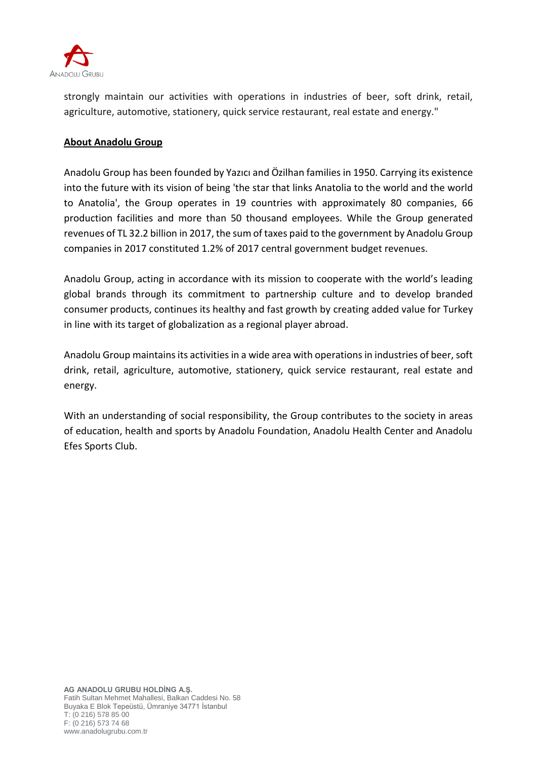strongly maintain our activities with operations in industries of beer, soft drink, retail, agriculture, automotive, stationery, quick service restaurant, real estate and energy."

## About Anadolu Group

Anadolu Group has been founded by Yazıcı and Özilhan families in 1950. Carrying its existence into the future with its vision of being 'the star that links Anatolia to the world and the world to Anatolia', the Group operates in 19 countries with approximately 80 companies, 66 production facilities and more than 50 thousand employees. While the Group generated revenues of TL 32.2 billion in 2017, the sum of taxes paid to the government by Anadolu Group companies in 2017 constituted 1.2% of 2017 central government budget revenues.

Anadolu Group, acting in accordance with its mission to cooperate with the world's leading global brands through its commitment to partnership culture and to develop branded consumer products, continues its healthy and fast growth by creating added value for Turkey in line with its target of globalization as a regional player abroad.

Anadolu Group maintains its activities in a wide area with operations in industries of beer, soft drink, retail, agriculture, automotive, stationery, quick service restaurant, real estate and energy.

With an understanding of social responsibility, the Group contributes to the society in areas of education, health and sports by Anadolu Foundation, Anadolu Health Center and Anadolu Efes Sports Club.

**AG ANADOLU GRUBU HOLDİNG A.Ş.**
Fatih Sultan Mehmet Mahallesi, Balkan Caddesi No. 58
Buyaka E Blok Tepeüstü, Ümraniye 34771 İstanbul
T: (0 216) 578 85 00
F: (0 216) 573 74 68
www.anadolugrubu.com.tr